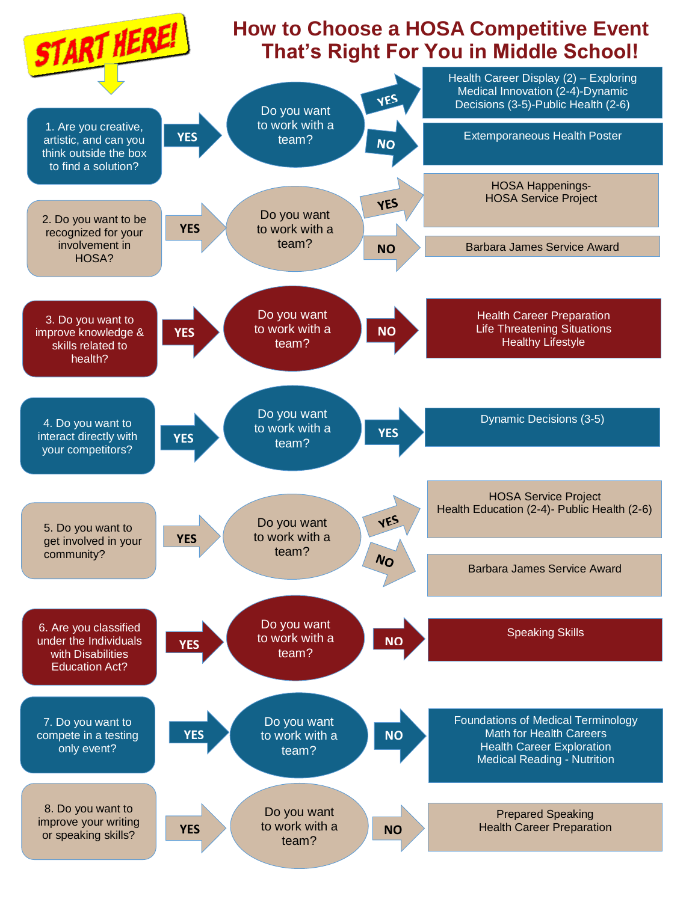**START HERE!**

# How to Choose a HOSA Competitive Event That's Right For You in Middle School!

**1. Are you creative, artistic, and can you think outside the box to find a solution?**

- **YES** → Do you want to work with a team?
  - **YES** → Health Career Display (2) – Exploring Medical Innovation (2-4)-Dynamic Decisions (3-5)-Public Health (2-6)
  - **NO** → Extemporaneous Health Poster

**2. Do you want to be recognized for your involvement in HOSA?**

- **YES** → Do you want to work with a team?
  - **YES** → HOSA Happenings- HOSA Service Project
  - **NO** → Barbara James Service Award

**3. Do you want to improve knowledge & skills related to health?**

- **YES** → Do you want to work with a team?
  - **NO** → Health Career Preparation, Life Threatening Situations, Healthy Lifestyle

**4. Do you want to interact directly with your competitors?**

- **YES** → Do you want to work with a team?
  - **YES** → Dynamic Decisions (3-5)

**5. Do you want to get involved in your community?**

- **YES** → Do you want to work with a team?
  - **YES** → HOSA Service Project, Health Education (2-4)- Public Health (2-6)
  - **NO** → Barbara James Service Award

**6. Are you classified under the Individuals with Disabilities Education Act?**

- **YES** → Do you want to work with a team?
  - **NO** → Speaking Skills

**7. Do you want to compete in a testing only event?**

- **YES** → Do you want to work with a team?
  - **NO** → Foundations of Medical Terminology, Math for Health Careers, Health Career Exploration, Medical Reading - Nutrition

**8. Do you want to improve your writing or speaking skills?**

- **YES** → Do you want to work with a team?
  - **NO** → Prepared Speaking, Health Career Preparation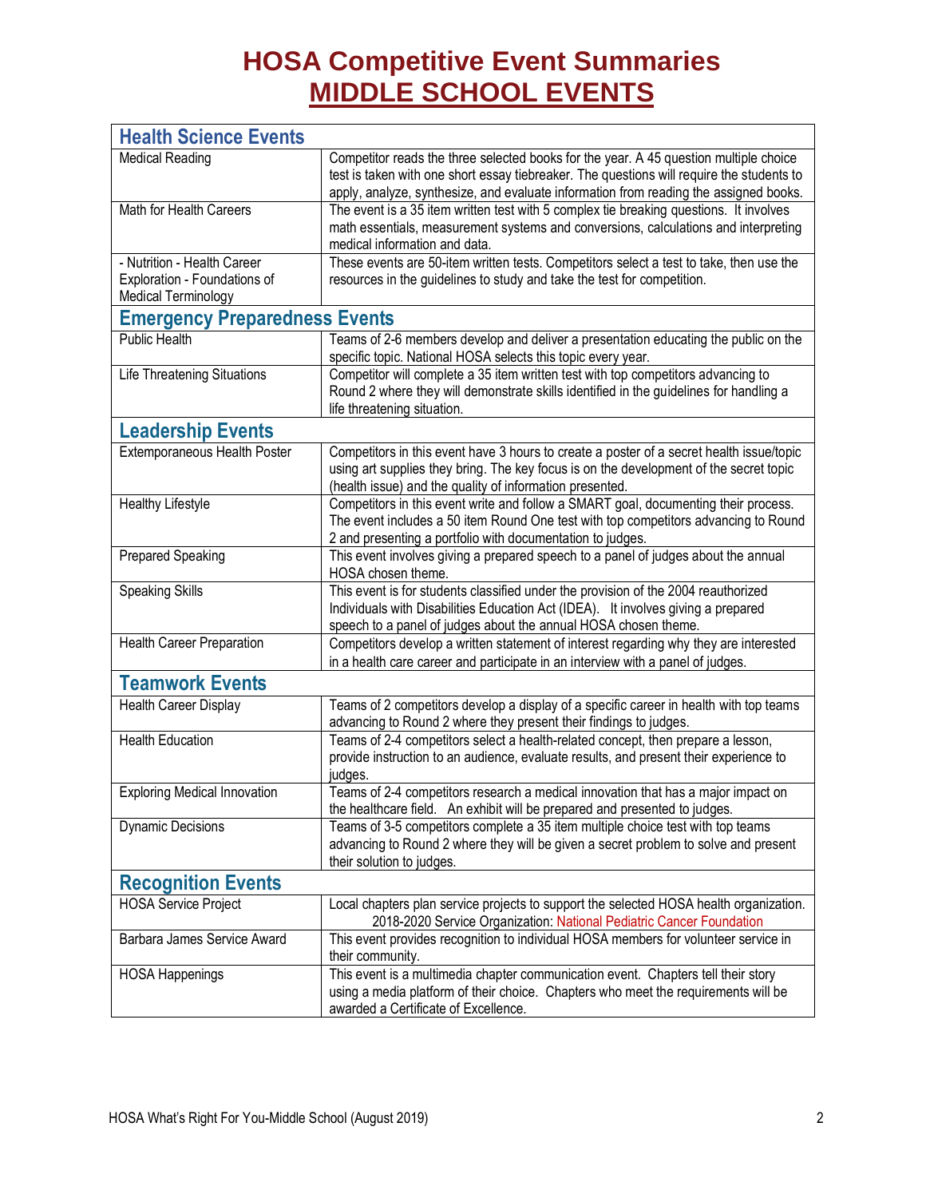# HOSA Competitive Event Summaries
# MIDDLE SCHOOL EVENTS

| | |
|---|---|
| **Health Science Events** | |
| Medical Reading | Competitor reads the three selected books for the year. A 45 question multiple choice test is taken with one short essay tiebreaker. The questions will require the students to apply, analyze, synthesize, and evaluate information from reading the assigned books. |
| Math for Health Careers | The event is a 35 item written test with 5 complex tie breaking questions. It involves math essentials, measurement systems and conversions, calculations and interpreting medical information and data. |
| - Nutrition - Health Career Exploration - Foundations of Medical Terminology | These events are 50-item written tests. Competitors select a test to take, then use the resources in the guidelines to study and take the test for competition. |
| **Emergency Preparedness Events** | |
| Public Health | Teams of 2-6 members develop and deliver a presentation educating the public on the specific topic. National HOSA selects this topic every year. |
| Life Threatening Situations | Competitor will complete a 35 item written test with top competitors advancing to Round 2 where they will demonstrate skills identified in the guidelines for handling a life threatening situation. |
| **Leadership Events** | |
| Extemporaneous Health Poster | Competitors in this event have 3 hours to create a poster of a secret health issue/topic using art supplies they bring. The key focus is on the development of the secret topic (health issue) and the quality of information presented. |
| Healthy Lifestyle | Competitors in this event write and follow a SMART goal, documenting their process. The event includes a 50 item Round One test with top competitors advancing to Round 2 and presenting a portfolio with documentation to judges. |
| Prepared Speaking | This event involves giving a prepared speech to a panel of judges about the annual HOSA chosen theme. |
| Speaking Skills | This event is for students classified under the provision of the 2004 reauthorized Individuals with Disabilities Education Act (IDEA). It involves giving a prepared speech to a panel of judges about the annual HOSA chosen theme. |
| Health Career Preparation | Competitors develop a written statement of interest regarding why they are interested in a health care career and participate in an interview with a panel of judges. |
| **Teamwork Events** | |
| Health Career Display | Teams of 2 competitors develop a display of a specific career in health with top teams advancing to Round 2 where they present their findings to judges. |
| Health Education | Teams of 2-4 competitors select a health-related concept, then prepare a lesson, provide instruction to an audience, evaluate results, and present their experience to judges. |
| Exploring Medical Innovation | Teams of 2-4 competitors research a medical innovation that has a major impact on the healthcare field. An exhibit will be prepared and presented to judges. |
| Dynamic Decisions | Teams of 3-5 competitors complete a 35 item multiple choice test with top teams advancing to Round 2 where they will be given a secret problem to solve and present their solution to judges. |
| **Recognition Events** | |
| HOSA Service Project | Local chapters plan service projects to support the selected HOSA health organization. 2018-2020 Service Organization: National Pediatric Cancer Foundation |
| Barbara James Service Award | This event provides recognition to individual HOSA members for volunteer service in their community. |
| HOSA Happenings | This event is a multimedia chapter communication event. Chapters tell their story using a media platform of their choice. Chapters who meet the requirements will be awarded a Certificate of Excellence. |